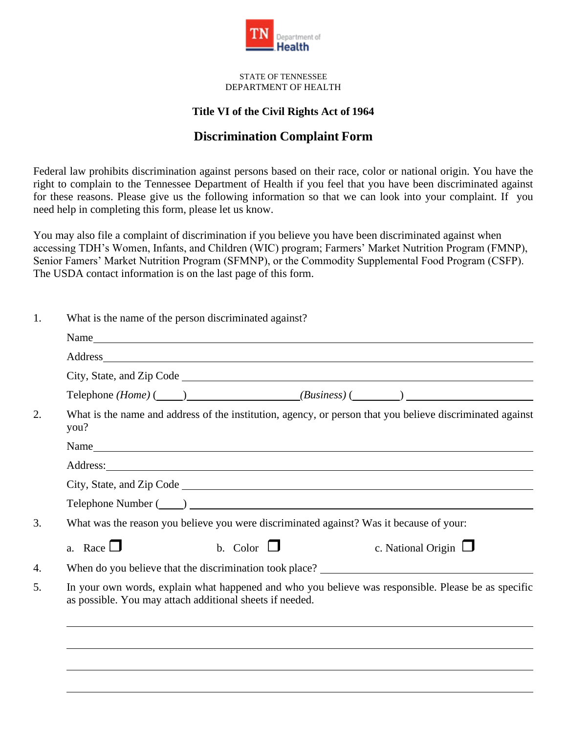STATE OF TENNESSEE
DEPARTMENT OF HEALTH

### Title VI of the Civil Rights Act of 1964

## Discrimination Complaint Form

Federal law prohibits discrimination against persons based on their race, color or national origin. You have the right to complain to the Tennessee Department of Health if you feel that you have been discriminated against for these reasons. Please give us the following information so that we can look into your complaint. If you need help in completing this form, please let us know.

You may also file a complaint of discrimination if you believe you have been discriminated against when accessing TDH's Women, Infants, and Children (WIC) program; Farmers' Market Nutrition Program (FMNP), Senior Famers' Market Nutrition Program (SFMNP), or the Commodity Supplemental Food Program (CSFP). The USDA contact information is on the last page of this form.

1. What is the name of the person discriminated against?

   Name ______________________________

   Address ______________________________

   City, State, and Zip Code ______________________________

   Telephone *(Home)* (____) ______________ *(Business)* (________) ______________

2. What is the name and address of the institution, agency, or person that you believe discriminated against you?

   Name ______________________________

   Address: ______________________________

   City, State, and Zip Code ______________________________

   Telephone Number (____) ______________________________

3. What was the reason you believe you were discriminated against? Was it because of your:

   a. Race ☐　　b. Color ☐　　c. National Origin ☐

4. When do you believe that the discrimination took place? ______________________________

5. In your own words, explain what happened and who you believe was responsible. Please be as specific as possible. You may attach additional sheets if needed.

   ______________________________

   ______________________________

   ______________________________

   ______________________________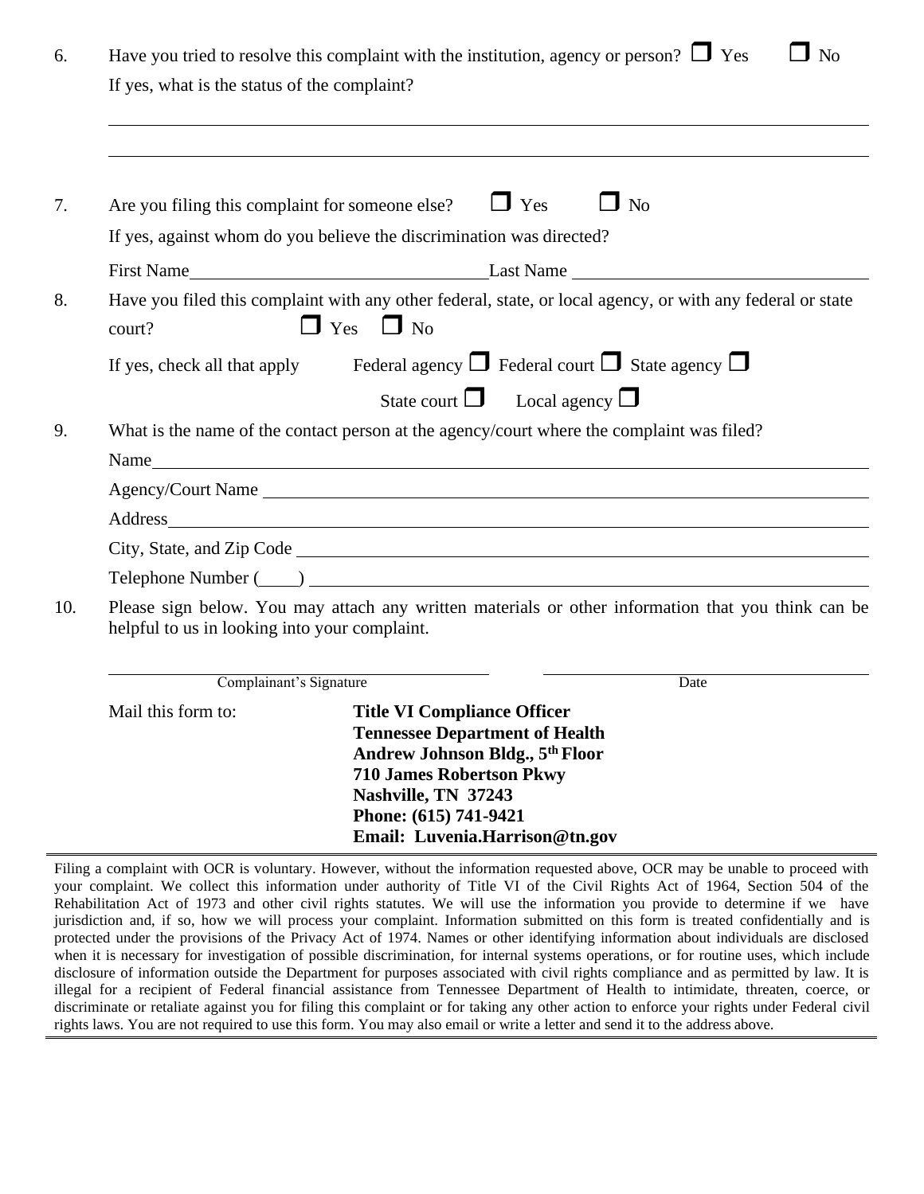6. Have you tried to resolve this complaint with the institution, agency or person? ☐ Yes ☐ No

   If yes, what is the status of the complaint?

   ______________________________________________________________________________

   ______________________________________________________________________________

7. Are you filing this complaint for someone else? ☐ Yes ☐ No

   If yes, against whom do you believe the discrimination was directed?

   First Name ______________________________ Last Name ______________________________

8. Have you filed this complaint with any other federal, state, or local agency, or with any federal or state court? ☐ Yes ☐ No

   If yes, check all that apply Federal agency ☐ Federal court ☐ State agency ☐

   State court ☐ Local agency ☐

9. What is the name of the contact person at the agency/court where the complaint was filed?

   Name ______________________________________________________________________________

   Agency/Court Name __________________________________________________________________

   Address ___________________________________________________________________________

   City, State, and Zip Code ___________________________________________________________

   Telephone Number (____) ____________________________________________________________

10. Please sign below. You may attach any written materials or other information that you think can be helpful to us in looking into your complaint.

   ______________________________ ______________________________

   Complainant's Signature Date

   Mail this form to:

   **Title VI Compliance Officer**
   **Tennessee Department of Health**
   **Andrew Johnson Bldg., 5th Floor**
   **710 James Robertson Pkwy**
   **Nashville, TN 37243**
   **Phone: (615) 741-9421**
   **Email: Luvenia.Harrison@tn.gov**

---

Filing a complaint with OCR is voluntary. However, without the information requested above, OCR may be unable to proceed with your complaint. We collect this information under authority of Title VI of the Civil Rights Act of 1964, Section 504 of the Rehabilitation Act of 1973 and other civil rights statutes. We will use the information you provide to determine if we have jurisdiction and, if so, how we will process your complaint. Information submitted on this form is treated confidentially and is protected under the provisions of the Privacy Act of 1974. Names or other identifying information about individuals are disclosed when it is necessary for investigation of possible discrimination, for internal systems operations, or for routine uses, which include disclosure of information outside the Department for purposes associated with civil rights compliance and as permitted by law. It is illegal for a recipient of Federal financial assistance from Tennessee Department of Health to intimidate, threaten, coerce, or discriminate or retaliate against you for filing this complaint or for taking any other action to enforce your rights under Federal civil rights laws. You are not required to use this form. You may also email or write a letter and send it to the address above.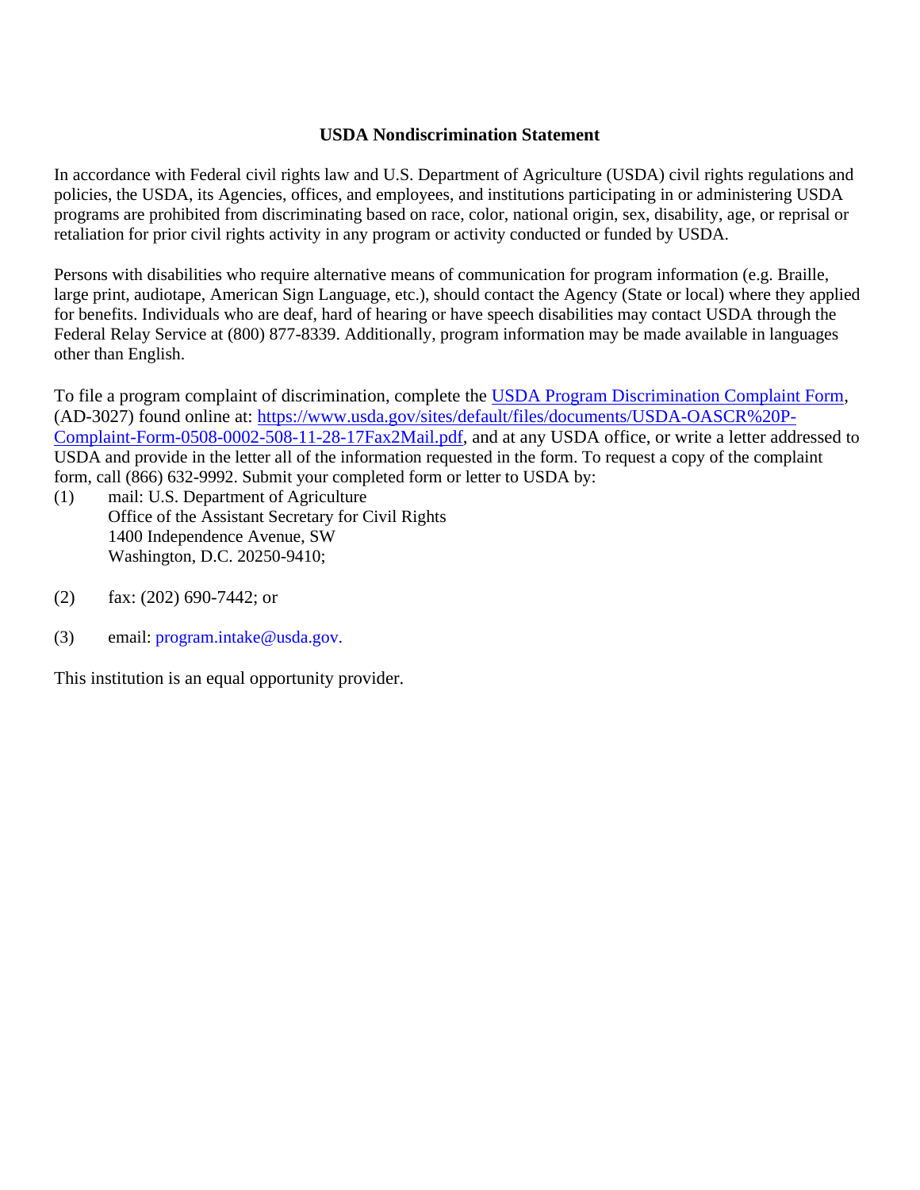## USDA Nondiscrimination Statement

In accordance with Federal civil rights law and U.S. Department of Agriculture (USDA) civil rights regulations and policies, the USDA, its Agencies, offices, and employees, and institutions participating in or administering USDA programs are prohibited from discriminating based on race, color, national origin, sex, disability, age, or reprisal or retaliation for prior civil rights activity in any program or activity conducted or funded by USDA.

Persons with disabilities who require alternative means of communication for program information (e.g. Braille, large print, audiotape, American Sign Language, etc.), should contact the Agency (State or local) where they applied for benefits. Individuals who are deaf, hard of hearing or have speech disabilities may contact USDA through the Federal Relay Service at (800) 877-8339. Additionally, program information may be made available in languages other than English.

To file a program complaint of discrimination, complete the [USDA Program Discrimination Complaint Form](https://www.usda.gov/sites/default/files/documents/USDA-OASCR%20P-Complaint-Form-0508-0002-508-11-28-17Fax2Mail.pdf), (AD-3027) found online at: https://www.usda.gov/sites/default/files/documents/USDA-OASCR%20P-Complaint-Form-0508-0002-508-11-28-17Fax2Mail.pdf, and at any USDA office, or write a letter addressed to USDA and provide in the letter all of the information requested in the form. To request a copy of the complaint form, call (866) 632-9992. Submit your completed form or letter to USDA by:

(1) mail: U.S. Department of Agriculture
Office of the Assistant Secretary for Civil Rights
1400 Independence Avenue, SW
Washington, D.C. 20250-9410;

(2) fax: (202) 690-7442; or

(3) email: program.intake@usda.gov.

This institution is an equal opportunity provider.